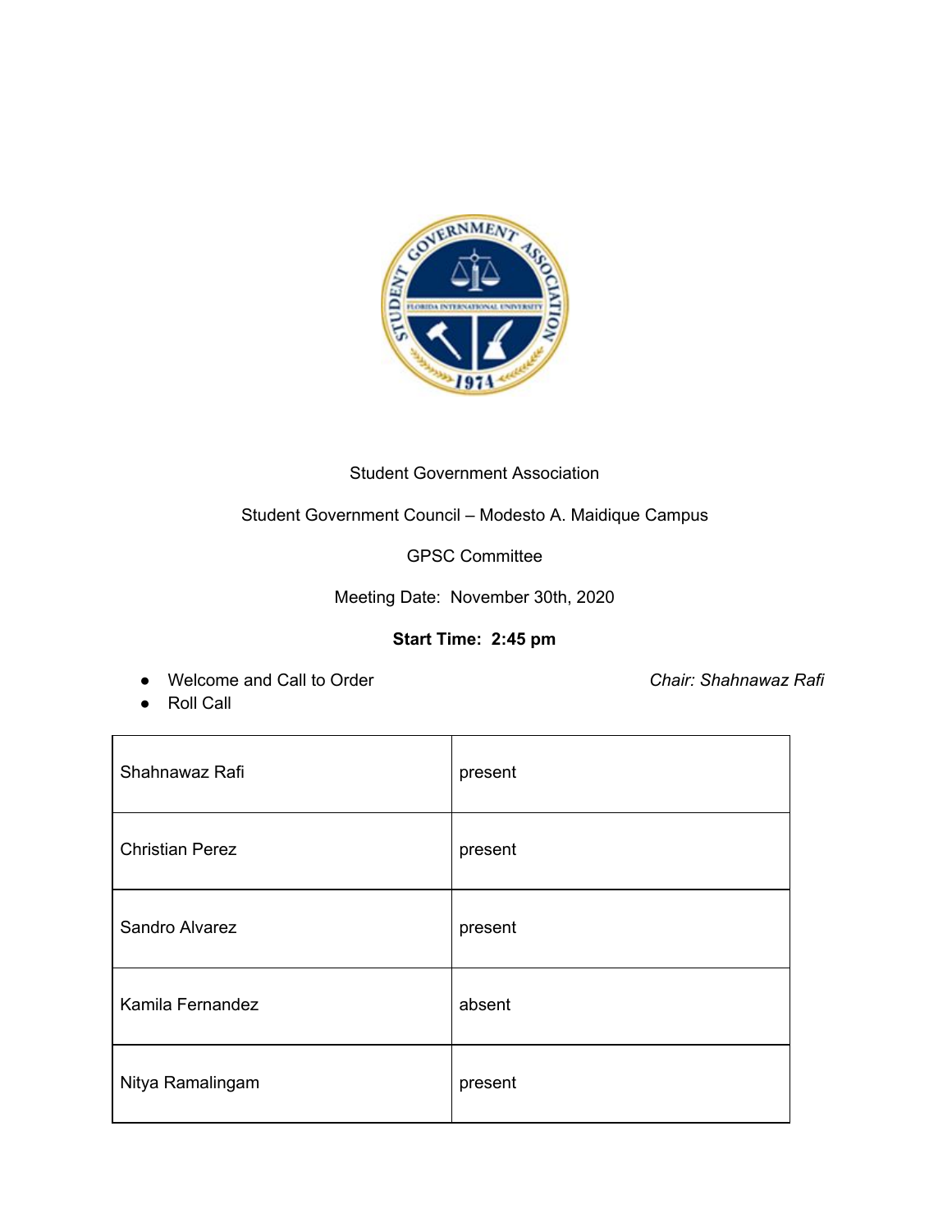Student Government Association

Student Government Council – Modesto A. Maidique Campus

GPSC Committee

Meeting Date: November 30th, 2020

**Start Time: 2:45 pm**

- Welcome and Call to Order *Chair: Shahnawaz Rafi*
- Roll Call

| | |
|---|---|
| Shahnawaz Rafi | present |
| Christian Perez | present |
| Sandro Alvarez | present |
| Kamila Fernandez | absent |
| Nitya Ramalingam | present |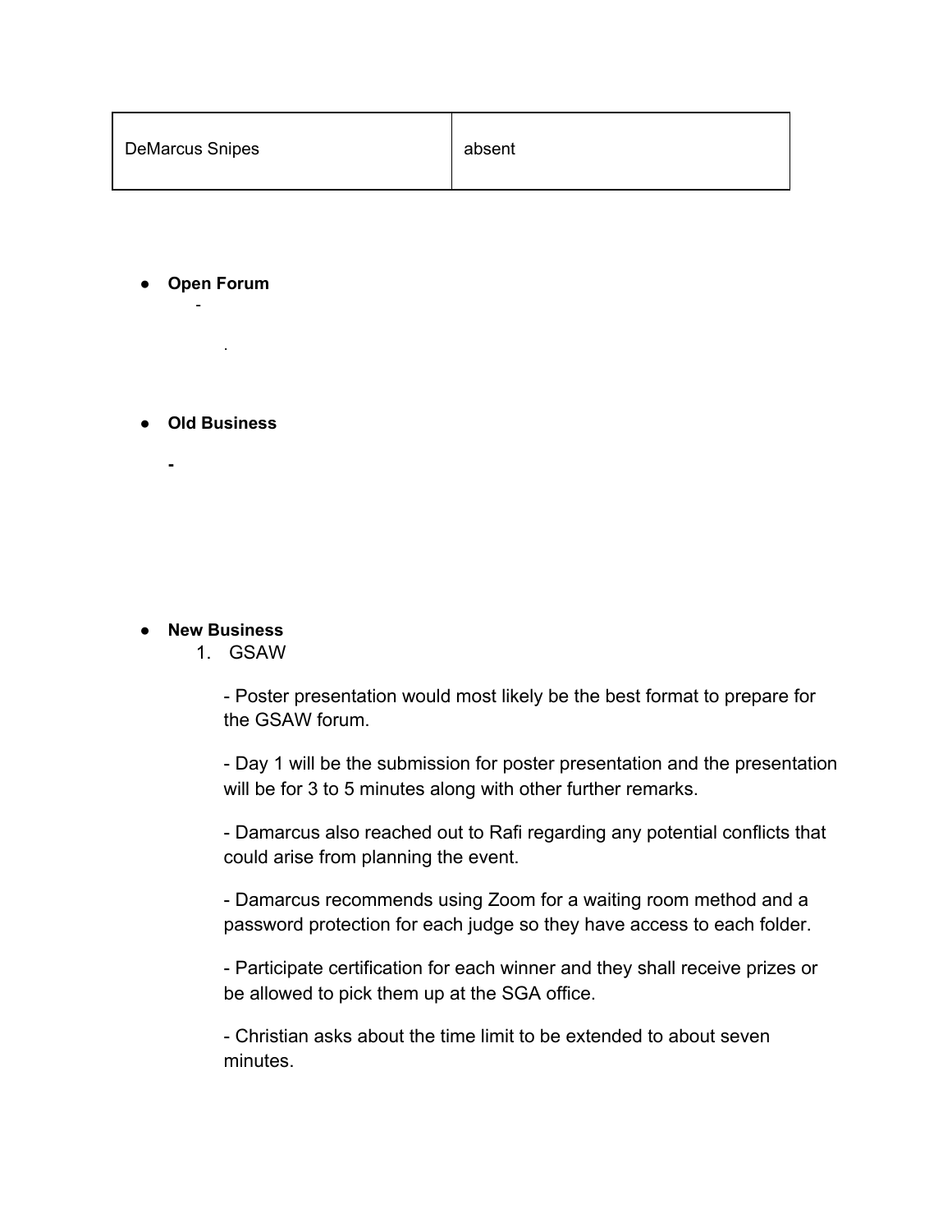| DeMarcus Snipes | absent |
|---|---|

- **Open Forum**
  - 

    .

- **Old Business**

  **-**

- **New Business**
  1. GSAW

     - Poster presentation would most likely be the best format to prepare for the GSAW forum.

     - Day 1 will be the submission for poster presentation and the presentation will be for 3 to 5 minutes along with other further remarks.

     - Damarcus also reached out to Rafi regarding any potential conflicts that could arise from planning the event.

     - Damarcus recommends using Zoom for a waiting room method and a password protection for each judge so they have access to each folder.

     - Participate certification for each winner and they shall receive prizes or be allowed to pick them up at the SGA office.

     - Christian asks about the time limit to be extended to about seven minutes.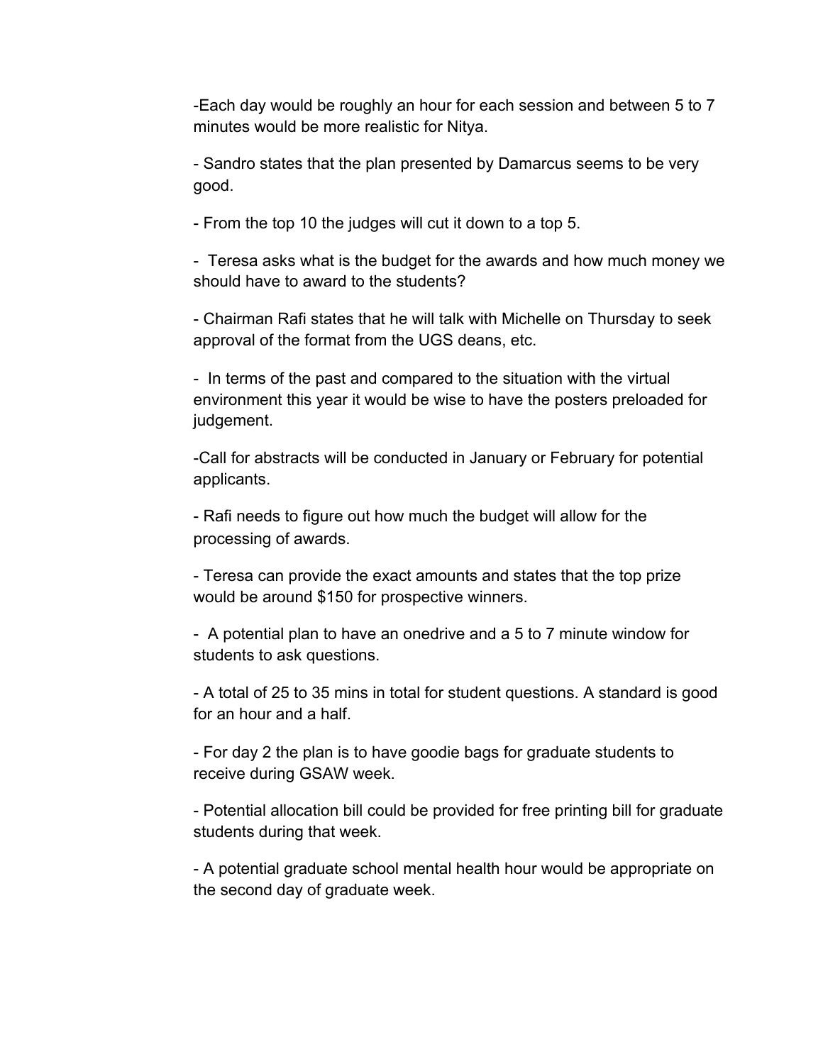-Each day would be roughly an hour for each session and between 5 to 7 minutes would be more realistic for Nitya.

- Sandro states that the plan presented by Damarcus seems to be very good.

- From the top 10 the judges will cut it down to a top 5.

- Teresa asks what is the budget for the awards and how much money we should have to award to the students?

- Chairman Rafi states that he will talk with Michelle on Thursday to seek approval of the format from the UGS deans, etc.

- In terms of the past and compared to the situation with the virtual environment this year it would be wise to have the posters preloaded for judgement.

-Call for abstracts will be conducted in January or February for potential applicants.

- Rafi needs to figure out how much the budget will allow for the processing of awards.

- Teresa can provide the exact amounts and states that the top prize would be around $150 for prospective winners.

- A potential plan to have an onedrive and a 5 to 7 minute window for students to ask questions.

- A total of 25 to 35 mins in total for student questions. A standard is good for an hour and a half.

- For day 2 the plan is to have goodie bags for graduate students to receive during GSAW week.

- Potential allocation bill could be provided for free printing bill for graduate students during that week.

- A potential graduate school mental health hour would be appropriate on the second day of graduate week.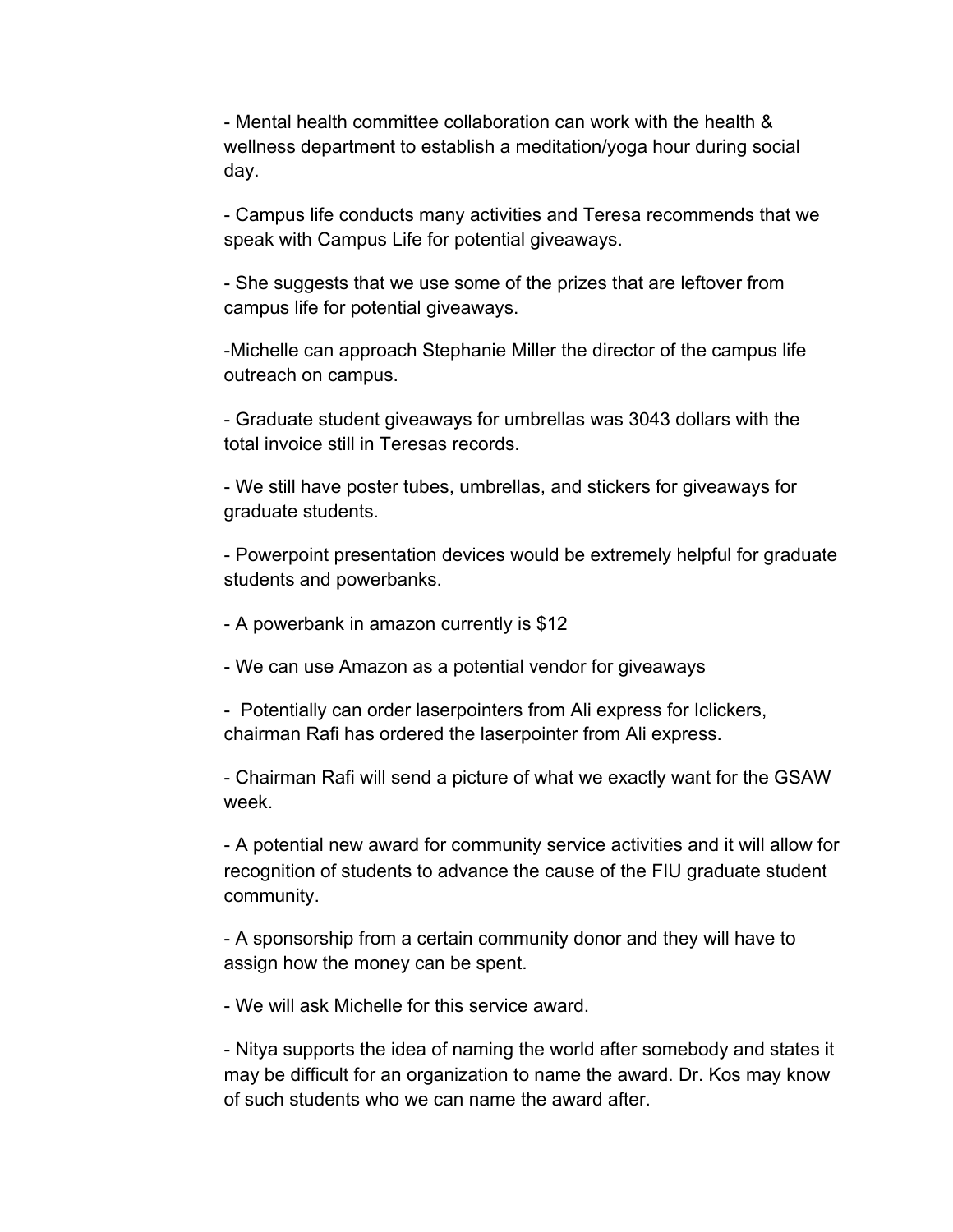- Mental health committee collaboration can work with the health & wellness department to establish a meditation/yoga hour during social day.

- Campus life conducts many activities and Teresa recommends that we speak with Campus Life for potential giveaways.

- She suggests that we use some of the prizes that are leftover from campus life for potential giveaways.

-Michelle can approach Stephanie Miller the director of the campus life outreach on campus.

- Graduate student giveaways for umbrellas was 3043 dollars with the total invoice still in Teresas records.

- We still have poster tubes, umbrellas, and stickers for giveaways for graduate students.

- Powerpoint presentation devices would be extremely helpful for graduate students and powerbanks.

- A powerbank in amazon currently is $12

- We can use Amazon as a potential vendor for giveaways

-  Potentially can order laserpointers from Ali express for Iclickers, chairman Rafi has ordered the laserpointer from Ali express.

- Chairman Rafi will send a picture of what we exactly want for the GSAW week.

- A potential new award for community service activities and it will allow for recognition of students to advance the cause of the FIU graduate student community.

- A sponsorship from a certain community donor and they will have to assign how the money can be spent.

- We will ask Michelle for this service award.

- Nitya supports the idea of naming the world after somebody and states it may be difficult for an organization to name the award. Dr. Kos may know of such students who we can name the award after.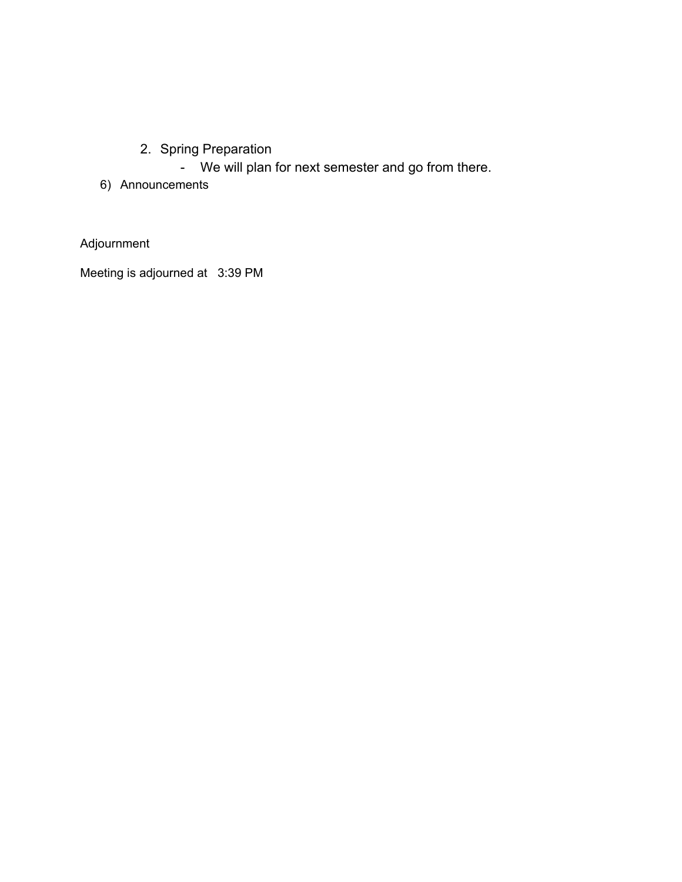2. Spring Preparation
   - We will plan for next semester and go from there.

6) Announcements

Adjournment

Meeting is adjourned at 3:39 PM